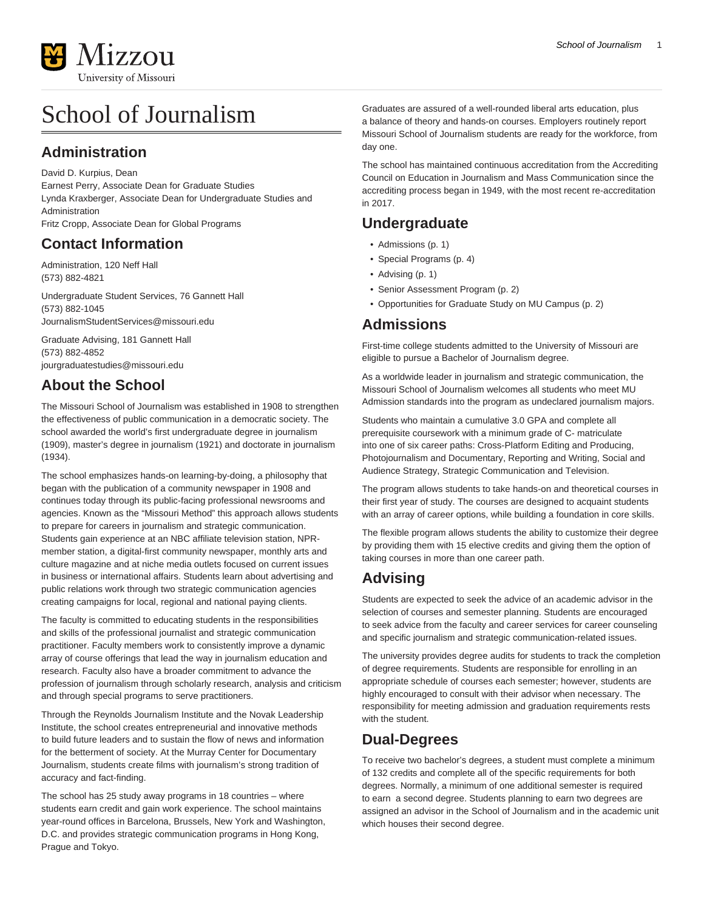# School of Journalism

## Administration

David D. Kurpius, Dean
Earnest Perry, Associate Dean for Graduate Studies
Lynda Kraxberger, Associate Dean for Undergraduate Studies and Administration
Fritz Cropp, Associate Dean for Global Programs

## Contact Information

Administration, 120 Neff Hall
(573) 882-4821

Undergraduate Student Services, 76 Gannett Hall
(573) 882-1045
JournalismStudentServices@missouri.edu

Graduate Advising, 181 Gannett Hall
(573) 882-4852
jourgraduatestudies@missouri.edu

## About the School

The Missouri School of Journalism was established in 1908 to strengthen the effectiveness of public communication in a democratic society. The school awarded the world's first undergraduate degree in journalism (1909), master's degree in journalism (1921) and doctorate in journalism (1934).

The school emphasizes hands-on learning-by-doing, a philosophy that began with the publication of a community newspaper in 1908 and continues today through its public-facing professional newsrooms and agencies. Known as the "Missouri Method" this approach allows students to prepare for careers in journalism and strategic communication. Students gain experience at an NBC affiliate television station, NPR-member station, a digital-first community newspaper, monthly arts and culture magazine and at niche media outlets focused on current issues in business or international affairs. Students learn about advertising and public relations work through two strategic communication agencies creating campaigns for local, regional and national paying clients.

The faculty is committed to educating students in the responsibilities and skills of the professional journalist and strategic communication practitioner. Faculty members work to consistently improve a dynamic array of course offerings that lead the way in journalism education and research. Faculty also have a broader commitment to advance the profession of journalism through scholarly research, analysis and criticism and through special programs to serve practitioners.

Through the Reynolds Journalism Institute and the Novak Leadership Institute, the school creates entrepreneurial and innovative methods to build future leaders and to sustain the flow of news and information for the betterment of society. At the Murray Center for Documentary Journalism, students create films with journalism's strong tradition of accuracy and fact-finding.

The school has 25 study away programs in 18 countries – where students earn credit and gain work experience. The school maintains year-round offices in Barcelona, Brussels, New York and Washington, D.C. and provides strategic communication programs in Hong Kong, Prague and Tokyo.

Graduates are assured of a well-rounded liberal arts education, plus a balance of theory and hands-on courses. Employers routinely report Missouri School of Journalism students are ready for the workforce, from day one.

The school has maintained continuous accreditation from the Accrediting Council on Education in Journalism and Mass Communication since the accrediting process began in 1949, with the most recent re-accreditation in 2017.

## Undergraduate

- Admissions (p. 1)
- Special Programs (p. 4)
- Advising (p. 1)
- Senior Assessment Program (p. 2)
- Opportunities for Graduate Study on MU Campus (p. 2)

## Admissions

First-time college students admitted to the University of Missouri are eligible to pursue a Bachelor of Journalism degree.

As a worldwide leader in journalism and strategic communication, the Missouri School of Journalism welcomes all students who meet MU Admission standards into the program as undeclared journalism majors.

Students who maintain a cumulative 3.0 GPA and complete all prerequisite coursework with a minimum grade of C- matriculate into one of six career paths: Cross-Platform Editing and Producing, Photojournalism and Documentary, Reporting and Writing, Social and Audience Strategy, Strategic Communication and Television.

The program allows students to take hands-on and theoretical courses in their first year of study. The courses are designed to acquaint students with an array of career options, while building a foundation in core skills.

The flexible program allows students the ability to customize their degree by providing them with 15 elective credits and giving them the option of taking courses in more than one career path.

## Advising

Students are expected to seek the advice of an academic advisor in the selection of courses and semester planning. Students are encouraged to seek advice from the faculty and career services for career counseling and specific journalism and strategic communication-related issues.

The university provides degree audits for students to track the completion of degree requirements. Students are responsible for enrolling in an appropriate schedule of courses each semester; however, students are highly encouraged to consult with their advisor when necessary. The responsibility for meeting admission and graduation requirements rests with the student.

## Dual-Degrees

To receive two bachelor's degrees, a student must complete a minimum of 132 credits and complete all of the specific requirements for both degrees. Normally, a minimum of one additional semester is required to earn a second degree. Students planning to earn two degrees are assigned an advisor in the School of Journalism and in the academic unit which houses their second degree.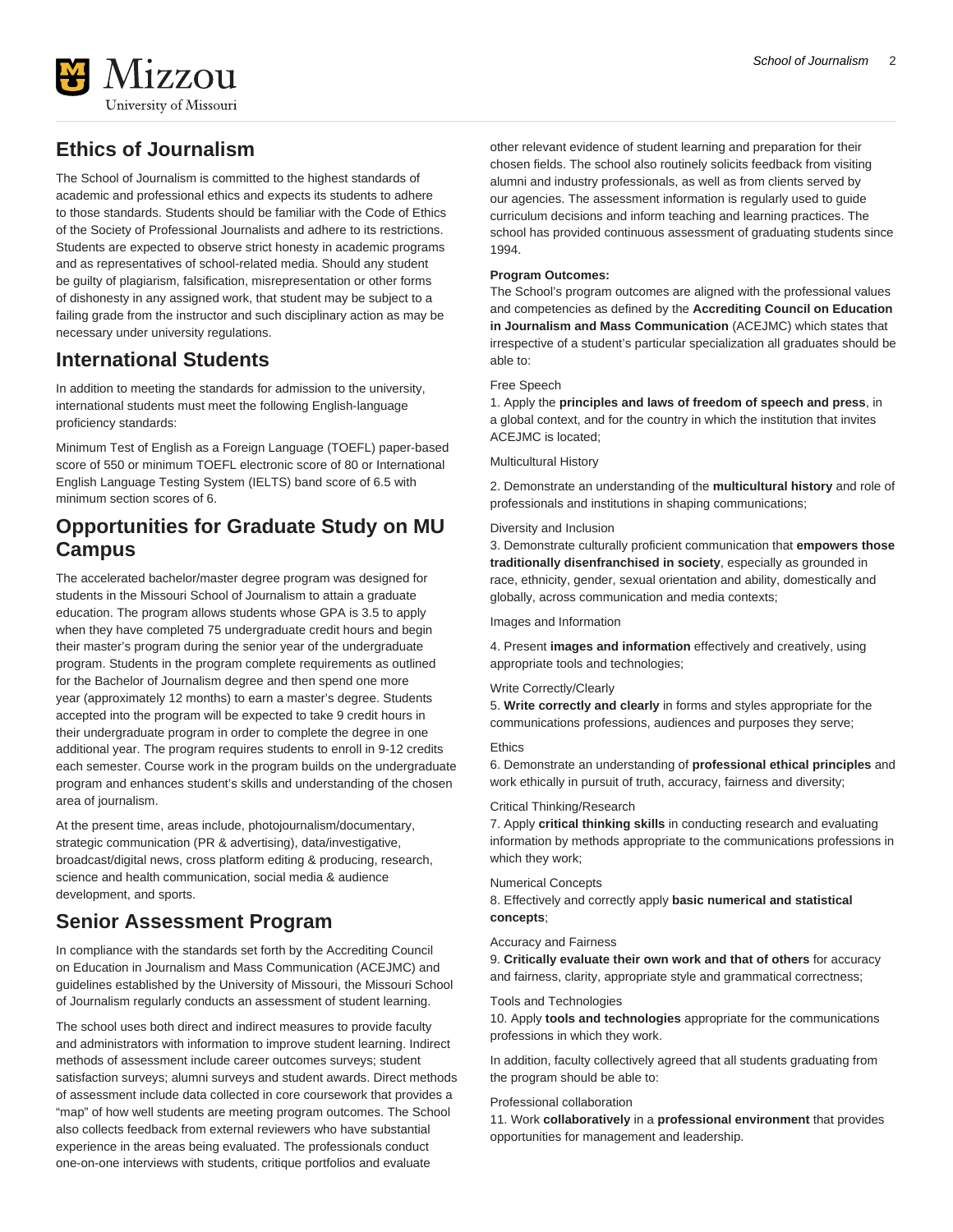## Ethics of Journalism

The School of Journalism is committed to the highest standards of academic and professional ethics and expects its students to adhere to those standards. Students should be familiar with the Code of Ethics of the Society of Professional Journalists and adhere to its restrictions. Students are expected to observe strict honesty in academic programs and as representatives of school-related media. Should any student be guilty of plagiarism, falsification, misrepresentation or other forms of dishonesty in any assigned work, that student may be subject to a failing grade from the instructor and such disciplinary action as may be necessary under university regulations.

## International Students

In addition to meeting the standards for admission to the university, international students must meet the following English-language proficiency standards:

Minimum Test of English as a Foreign Language (TOEFL) paper-based score of 550 or minimum TOEFL electronic score of 80 or International English Language Testing System (IELTS) band score of 6.5 with minimum section scores of 6.

## Opportunities for Graduate Study on MU Campus

The accelerated bachelor/master degree program was designed for students in the Missouri School of Journalism to attain a graduate education. The program allows students whose GPA is 3.5 to apply when they have completed 75 undergraduate credit hours and begin their master's program during the senior year of the undergraduate program. Students in the program complete requirements as outlined for the Bachelor of Journalism degree and then spend one more year (approximately 12 months) to earn a master's degree. Students accepted into the program will be expected to take 9 credit hours in their undergraduate program in order to complete the degree in one additional year. The program requires students to enroll in 9-12 credits each semester. Course work in the program builds on the undergraduate program and enhances student's skills and understanding of the chosen area of journalism.

At the present time, areas include, photojournalism/documentary, strategic communication (PR & advertising), data/investigative, broadcast/digital news, cross platform editing & producing, research, science and health communication, social media & audience development, and sports.

## Senior Assessment Program

In compliance with the standards set forth by the Accrediting Council on Education in Journalism and Mass Communication (ACEJMC) and guidelines established by the University of Missouri, the Missouri School of Journalism regularly conducts an assessment of student learning.

The school uses both direct and indirect measures to provide faculty and administrators with information to improve student learning. Indirect methods of assessment include career outcomes surveys; student satisfaction surveys; alumni surveys and student awards. Direct methods of assessment include data collected in core coursework that provides a "map" of how well students are meeting program outcomes. The School also collects feedback from external reviewers who have substantial experience in the areas being evaluated. The professionals conduct one-on-one interviews with students, critique portfolios and evaluate other relevant evidence of student learning and preparation for their chosen fields. The school also routinely solicits feedback from visiting alumni and industry professionals, as well as from clients served by our agencies. The assessment information is regularly used to guide curriculum decisions and inform teaching and learning practices. The school has provided continuous assessment of graduating students since 1994.

**Program Outcomes:**
The School's program outcomes are aligned with the professional values and competencies as defined by the **Accrediting Council on Education in Journalism and Mass Communication** (ACEJMC) which states that irrespective of a student's particular specialization all graduates should be able to:

Free Speech
1. Apply the **principles and laws of freedom of speech and press**, in a global context, and for the country in which the institution that invites ACEJMC is located;

Multicultural History

2. Demonstrate an understanding of the **multicultural history** and role of professionals and institutions in shaping communications;

Diversity and Inclusion
3. Demonstrate culturally proficient communication that **empowers those traditionally disenfranchised in society**, especially as grounded in race, ethnicity, gender, sexual orientation and ability, domestically and globally, across communication and media contexts;

Images and Information

4. Present **images and information** effectively and creatively, using appropriate tools and technologies;

Write Correctly/Clearly
5. **Write correctly and clearly** in forms and styles appropriate for the communications professions, audiences and purposes they serve;

Ethics
6. Demonstrate an understanding of **professional ethical principles** and work ethically in pursuit of truth, accuracy, fairness and diversity;

Critical Thinking/Research
7. Apply **critical thinking skills** in conducting research and evaluating information by methods appropriate to the communications professions in which they work;

Numerical Concepts
8. Effectively and correctly apply **basic numerical and statistical concepts**;

Accuracy and Fairness
9. **Critically evaluate their own work and that of others** for accuracy and fairness, clarity, appropriate style and grammatical correctness;

Tools and Technologies
10. Apply **tools and technologies** appropriate for the communications professions in which they work.

In addition, faculty collectively agreed that all students graduating from the program should be able to:

Professional collaboration
11. Work **collaboratively** in a **professional environment** that provides opportunities for management and leadership.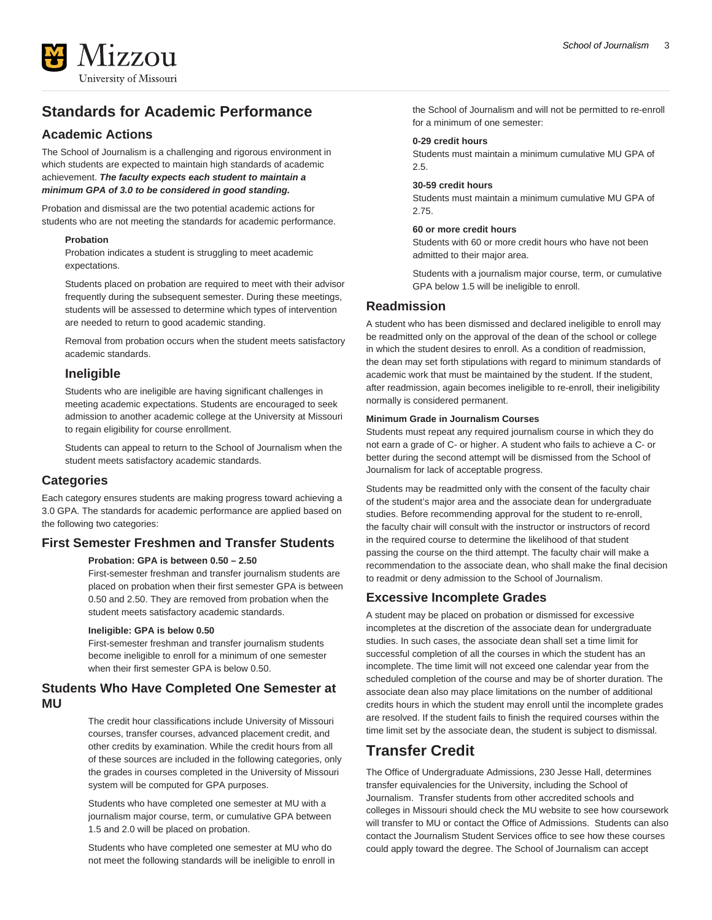# Standards for Academic Performance

## Academic Actions

The School of Journalism is a challenging and rigorous environment in which students are expected to maintain high standards of academic achievement. ***The faculty expects each student to maintain a minimum GPA of 3.0 to be considered in good standing.***

Probation and dismissal are the two potential academic actions for students who are not meeting the standards for academic performance.

**Probation**

Probation indicates a student is struggling to meet academic expectations.

Students placed on probation are required to meet with their advisor frequently during the subsequent semester. During these meetings, students will be assessed to determine which types of intervention are needed to return to good academic standing.

Removal from probation occurs when the student meets satisfactory academic standards.

### Ineligible

Students who are ineligible are having significant challenges in meeting academic expectations. Students are encouraged to seek admission to another academic college at the University at Missouri to regain eligibility for course enrollment.

Students can appeal to return to the School of Journalism when the student meets satisfactory academic standards.

## Categories

Each category ensures students are making progress toward achieving a 3.0 GPA. The standards for academic performance are applied based on the following two categories:

### First Semester Freshmen and Transfer Students

**Probation: GPA is between 0.50 – 2.50**

First-semester freshman and transfer journalism students are placed on probation when their first semester GPA is between 0.50 and 2.50. They are removed from probation when the student meets satisfactory academic standards.

**Ineligible: GPA is below 0.50**

First-semester freshman and transfer journalism students become ineligible to enroll for a minimum of one semester when their first semester GPA is below 0.50.

### Students Who Have Completed One Semester at MU

The credit hour classifications include University of Missouri courses, transfer courses, advanced placement credit, and other credits by examination. While the credit hours from all of these sources are included in the following categories, only the grades in courses completed in the University of Missouri system will be computed for GPA purposes.

Students who have completed one semester at MU with a journalism major course, term, or cumulative GPA between 1.5 and 2.0 will be placed on probation.

Students who have completed one semester at MU who do not meet the following standards will be ineligible to enroll in the School of Journalism and will not be permitted to re-enroll for a minimum of one semester:

**0-29 credit hours**

Students must maintain a minimum cumulative MU GPA of 2.5.

**30-59 credit hours**

Students must maintain a minimum cumulative MU GPA of 2.75.

**60 or more credit hours**

Students with 60 or more credit hours who have not been admitted to their major area.

Students with a journalism major course, term, or cumulative GPA below 1.5 will be ineligible to enroll.

## Readmission

A student who has been dismissed and declared ineligible to enroll may be readmitted only on the approval of the dean of the school or college in which the student desires to enroll. As a condition of readmission, the dean may set forth stipulations with regard to minimum standards of academic work that must be maintained by the student. If the student, after readmission, again becomes ineligible to re-enroll, their ineligibility normally is considered permanent.

**Minimum Grade in Journalism Courses**

Students must repeat any required journalism course in which they do not earn a grade of C- or higher. A student who fails to achieve a C- or better during the second attempt will be dismissed from the School of Journalism for lack of acceptable progress.

Students may be readmitted only with the consent of the faculty chair of the student's major area and the associate dean for undergraduate studies. Before recommending approval for the student to re-enroll, the faculty chair will consult with the instructor or instructors of record in the required course to determine the likelihood of that student passing the course on the third attempt. The faculty chair will make a recommendation to the associate dean, who shall make the final decision to readmit or deny admission to the School of Journalism.

## Excessive Incomplete Grades

A student may be placed on probation or dismissed for excessive incompletes at the discretion of the associate dean for undergraduate studies. In such cases, the associate dean shall set a time limit for successful completion of all the courses in which the student has an incomplete. The time limit will not exceed one calendar year from the scheduled completion of the course and may be of shorter duration. The associate dean also may place limitations on the number of additional credits hours in which the student may enroll until the incomplete grades are resolved. If the student fails to finish the required courses within the time limit set by the associate dean, the student is subject to dismissal.

# Transfer Credit

The Office of Undergraduate Admissions, 230 Jesse Hall, determines transfer equivalencies for the University, including the School of Journalism. Transfer students from other accredited schools and colleges in Missouri should check the MU website to see how coursework will transfer to MU or contact the Office of Admissions. Students can also contact the Journalism Student Services office to see how these courses could apply toward the degree. The School of Journalism can accept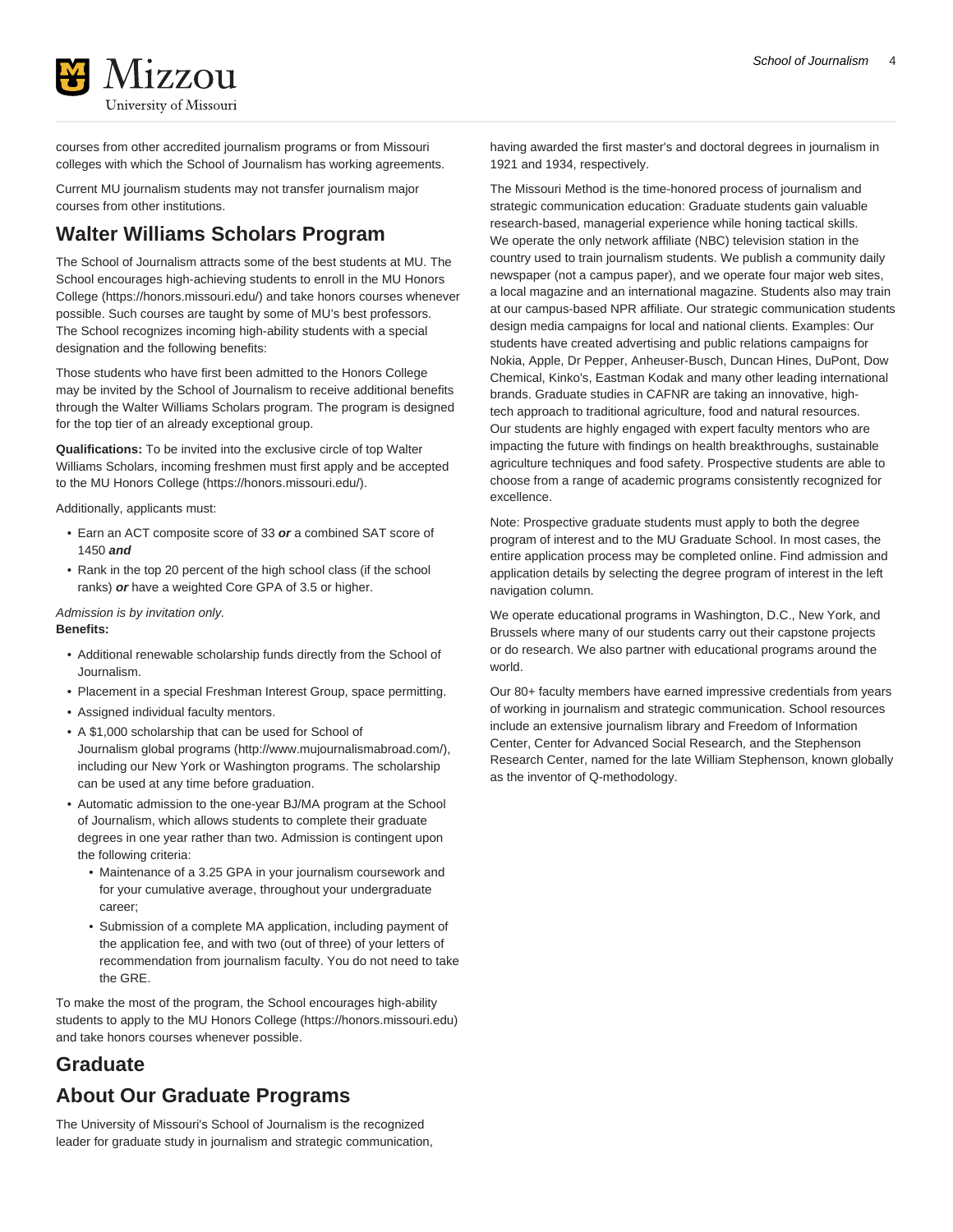courses from other accredited journalism programs or from Missouri colleges with which the School of Journalism has working agreements.

Current MU journalism students may not transfer journalism major courses from other institutions.

## Walter Williams Scholars Program

The School of Journalism attracts some of the best students at MU. The School encourages high-achieving students to enroll in the MU Honors College (https://honors.missouri.edu/) and take honors courses whenever possible. Such courses are taught by some of MU's best professors. The School recognizes incoming high-ability students with a special designation and the following benefits:

Those students who have first been admitted to the Honors College may be invited by the School of Journalism to receive additional benefits through the Walter Williams Scholars program. The program is designed for the top tier of an already exceptional group.

**Qualifications:** To be invited into the exclusive circle of top Walter Williams Scholars, incoming freshmen must first apply and be accepted to the MU Honors College (https://honors.missouri.edu/).

Additionally, applicants must:

- Earn an ACT composite score of 33 ***or*** a combined SAT score of 1450 ***and***
- Rank in the top 20 percent of the high school class (if the school ranks) ***or*** have a weighted Core GPA of 3.5 or higher.

*Admission is by invitation only.*
**Benefits:**

- Additional renewable scholarship funds directly from the School of Journalism.
- Placement in a special Freshman Interest Group, space permitting.
- Assigned individual faculty mentors.
- A $1,000 scholarship that can be used for School of Journalism global programs (http://www.mujournalismabroad.com/), including our New York or Washington programs. The scholarship can be used at any time before graduation.
- Automatic admission to the one-year BJ/MA program at the School of Journalism, which allows students to complete their graduate degrees in one year rather than two. Admission is contingent upon the following criteria:
  - Maintenance of a 3.25 GPA in your journalism coursework and for your cumulative average, throughout your undergraduate career;
  - Submission of a complete MA application, including payment of the application fee, and with two (out of three) of your letters of recommendation from journalism faculty. You do not need to take the GRE.

To make the most of the program, the School encourages high-ability students to apply to the MU Honors College (https://honors.missouri.edu) and take honors courses whenever possible.

## Graduate

## About Our Graduate Programs

The University of Missouri's School of Journalism is the recognized leader for graduate study in journalism and strategic communication, having awarded the first master's and doctoral degrees in journalism in 1921 and 1934, respectively.

The Missouri Method is the time-honored process of journalism and strategic communication education: Graduate students gain valuable research-based, managerial experience while honing tactical skills. We operate the only network affiliate (NBC) television station in the country used to train journalism students. We publish a community daily newspaper (not a campus paper), and we operate four major web sites, a local magazine and an international magazine. Students also may train at our campus-based NPR affiliate. Our strategic communication students design media campaigns for local and national clients. Examples: Our students have created advertising and public relations campaigns for Nokia, Apple, Dr Pepper, Anheuser-Busch, Duncan Hines, DuPont, Dow Chemical, Kinko's, Eastman Kodak and many other leading international brands. Graduate studies in CAFNR are taking an innovative, high-tech approach to traditional agriculture, food and natural resources. Our students are highly engaged with expert faculty mentors who are impacting the future with findings on health breakthroughs, sustainable agriculture techniques and food safety. Prospective students are able to choose from a range of academic programs consistently recognized for excellence.

Note: Prospective graduate students must apply to both the degree program of interest and to the MU Graduate School. In most cases, the entire application process may be completed online. Find admission and application details by selecting the degree program of interest in the left navigation column.

We operate educational programs in Washington, D.C., New York, and Brussels where many of our students carry out their capstone projects or do research. We also partner with educational programs around the world.

Our 80+ faculty members have earned impressive credentials from years of working in journalism and strategic communication. School resources include an extensive journalism library and Freedom of Information Center, Center for Advanced Social Research, and the Stephenson Research Center, named for the late William Stephenson, known globally as the inventor of Q-methodology.